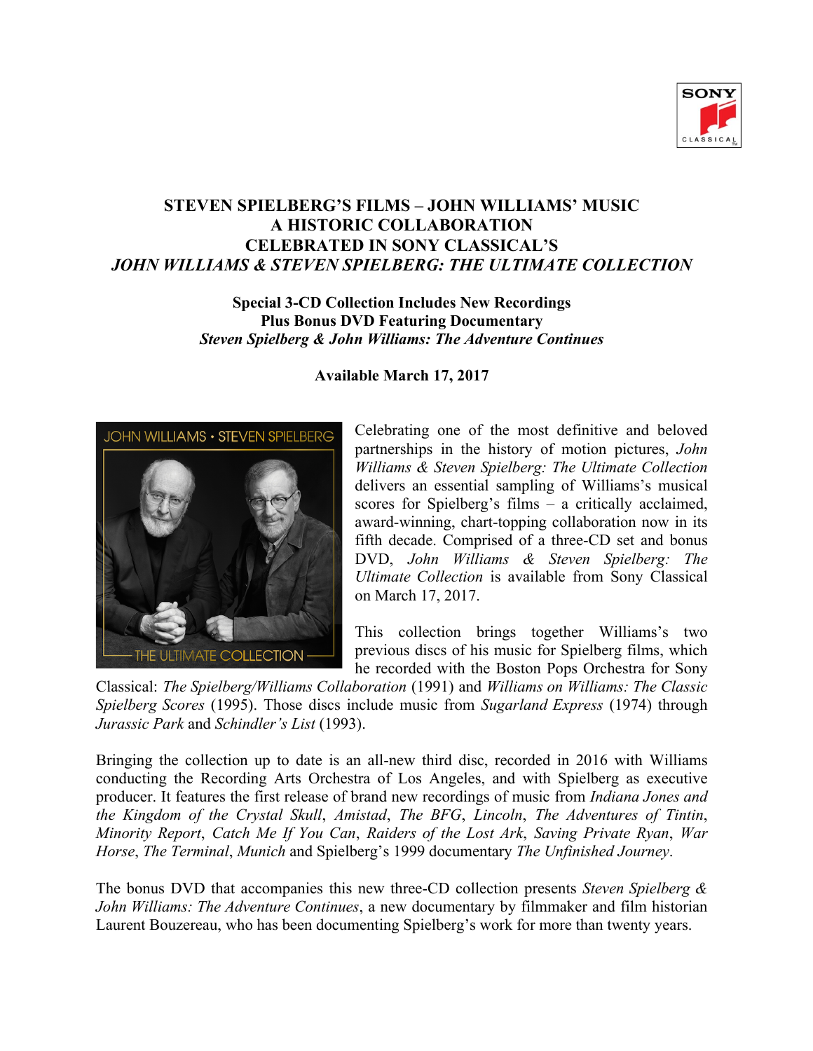# STEVEN SPIELBERG'S FILMS – JOHN WILLIAMS' MUSIC
# A HISTORIC COLLABORATION
# CELEBRATED IN SONY CLASSICAL'S
# *JOHN WILLIAMS & STEVEN SPIELBERG: THE ULTIMATE COLLECTION*

**Special 3-CD Collection Includes New Recordings**
**Plus Bonus DVD Featuring Documentary**
***Steven Spielberg & John Williams: The Adventure Continues***

**Available March 17, 2017**

Celebrating one of the most definitive and beloved partnerships in the history of motion pictures, *John Williams & Steven Spielberg: The Ultimate Collection* delivers an essential sampling of Williams's musical scores for Spielberg's films – a critically acclaimed, award-winning, chart-topping collaboration now in its fifth decade. Comprised of a three-CD set and bonus DVD, *John Williams & Steven Spielberg: The Ultimate Collection* is available from Sony Classical on March 17, 2017.

This collection brings together Williams's two previous discs of his music for Spielberg films, which he recorded with the Boston Pops Orchestra for Sony Classical: *The Spielberg/Williams Collaboration* (1991) and *Williams on Williams: The Classic Spielberg Scores* (1995). Those discs include music from *Sugarland Express* (1974) through *Jurassic Park* and *Schindler's List* (1993).

Bringing the collection up to date is an all-new third disc, recorded in 2016 with Williams conducting the Recording Arts Orchestra of Los Angeles, and with Spielberg as executive producer. It features the first release of brand new recordings of music from *Indiana Jones and the Kingdom of the Crystal Skull*, *Amistad*, *The BFG*, *Lincoln*, *The Adventures of Tintin*, *Minority Report*, *Catch Me If You Can*, *Raiders of the Lost Ark*, *Saving Private Ryan*, *War Horse*, *The Terminal*, *Munich* and Spielberg's 1999 documentary *The Unfinished Journey*.

The bonus DVD that accompanies this new three-CD collection presents *Steven Spielberg & John Williams: The Adventure Continues*, a new documentary by filmmaker and film historian Laurent Bouzereau, who has been documenting Spielberg's work for more than twenty years.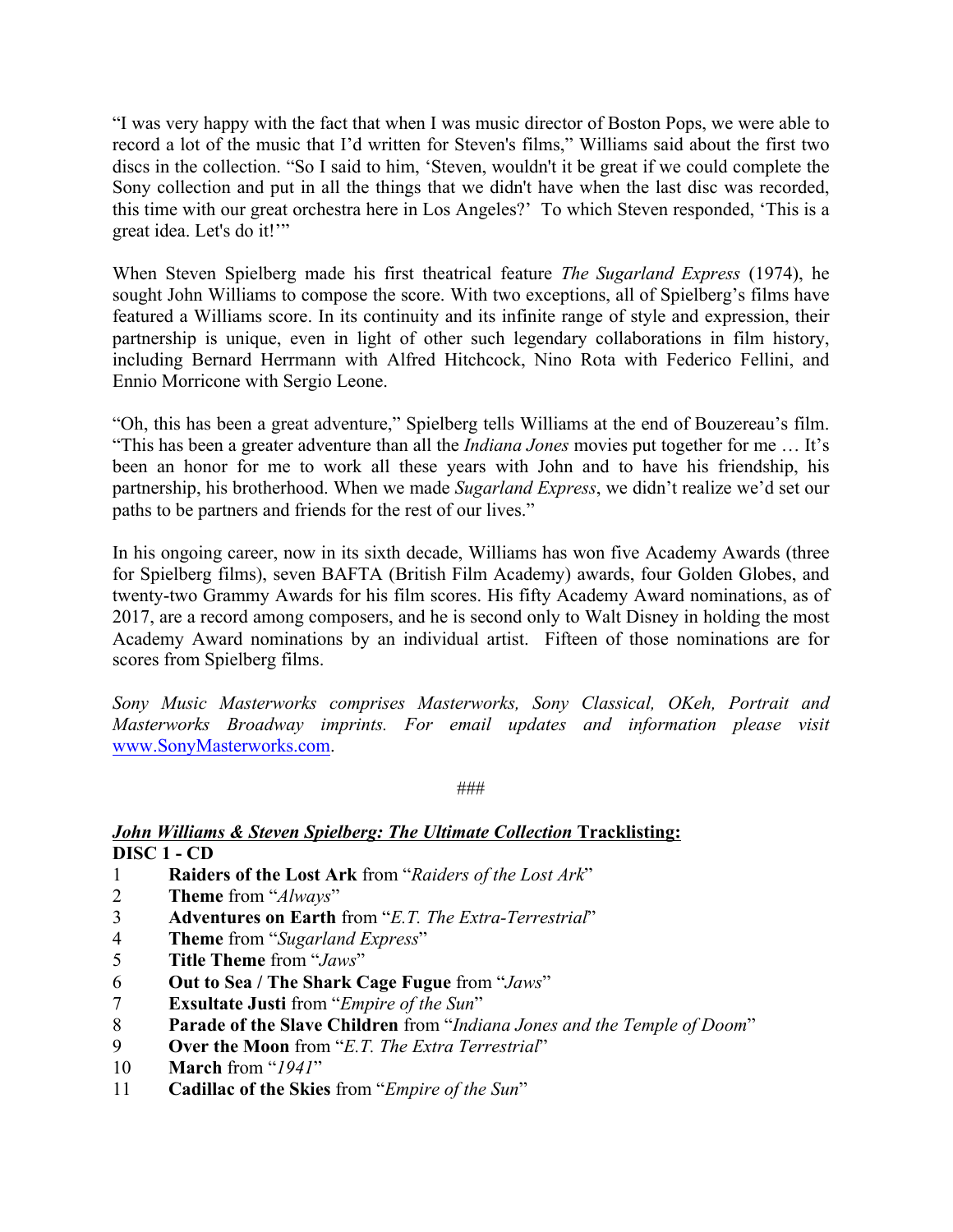"I was very happy with the fact that when I was music director of Boston Pops, we were able to record a lot of the music that I'd written for Steven's films," Williams said about the first two discs in the collection. "So I said to him, 'Steven, wouldn't it be great if we could complete the Sony collection and put in all the things that we didn't have when the last disc was recorded, this time with our great orchestra here in Los Angeles?' To which Steven responded, 'This is a great idea. Let's do it!'"

When Steven Spielberg made his first theatrical feature *The Sugarland Express* (1974), he sought John Williams to compose the score. With two exceptions, all of Spielberg's films have featured a Williams score. In its continuity and its infinite range of style and expression, their partnership is unique, even in light of other such legendary collaborations in film history, including Bernard Herrmann with Alfred Hitchcock, Nino Rota with Federico Fellini, and Ennio Morricone with Sergio Leone.

"Oh, this has been a great adventure," Spielberg tells Williams at the end of Bouzereau's film. "This has been a greater adventure than all the *Indiana Jones* movies put together for me … It's been an honor for me to work all these years with John and to have his friendship, his partnership, his brotherhood. When we made *Sugarland Express*, we didn't realize we'd set our paths to be partners and friends for the rest of our lives."

In his ongoing career, now in its sixth decade, Williams has won five Academy Awards (three for Spielberg films), seven BAFTA (British Film Academy) awards, four Golden Globes, and twenty-two Grammy Awards for his film scores. His fifty Academy Award nominations, as of 2017, are a record among composers, and he is second only to Walt Disney in holding the most Academy Award nominations by an individual artist. Fifteen of those nominations are for scores from Spielberg films.

*Sony Music Masterworks comprises Masterworks, Sony Classical, OKeh, Portrait and Masterworks Broadway imprints. For email updates and information please visit* www.SonyMasterworks.com.

###

***John Williams & Steven Spielberg: The Ultimate Collection* Tracklisting:**

**DISC 1 - CD**

1. **Raiders of the Lost Ark** from "*Raiders of the Lost Ark*"
2. **Theme** from "*Always*"
3. **Adventures on Earth** from "*E.T. The Extra-Terrestrial*"
4. **Theme** from "*Sugarland Express*"
5. **Title Theme** from "*Jaws*"
6. **Out to Sea / The Shark Cage Fugue** from "*Jaws*"
7. **Exsultate Justi** from "*Empire of the Sun*"
8. **Parade of the Slave Children** from "*Indiana Jones and the Temple of Doom*"
9. **Over the Moon** from "*E.T. The Extra Terrestrial*"
10. **March** from "*1941*"
11. **Cadillac of the Skies** from "*Empire of the Sun*"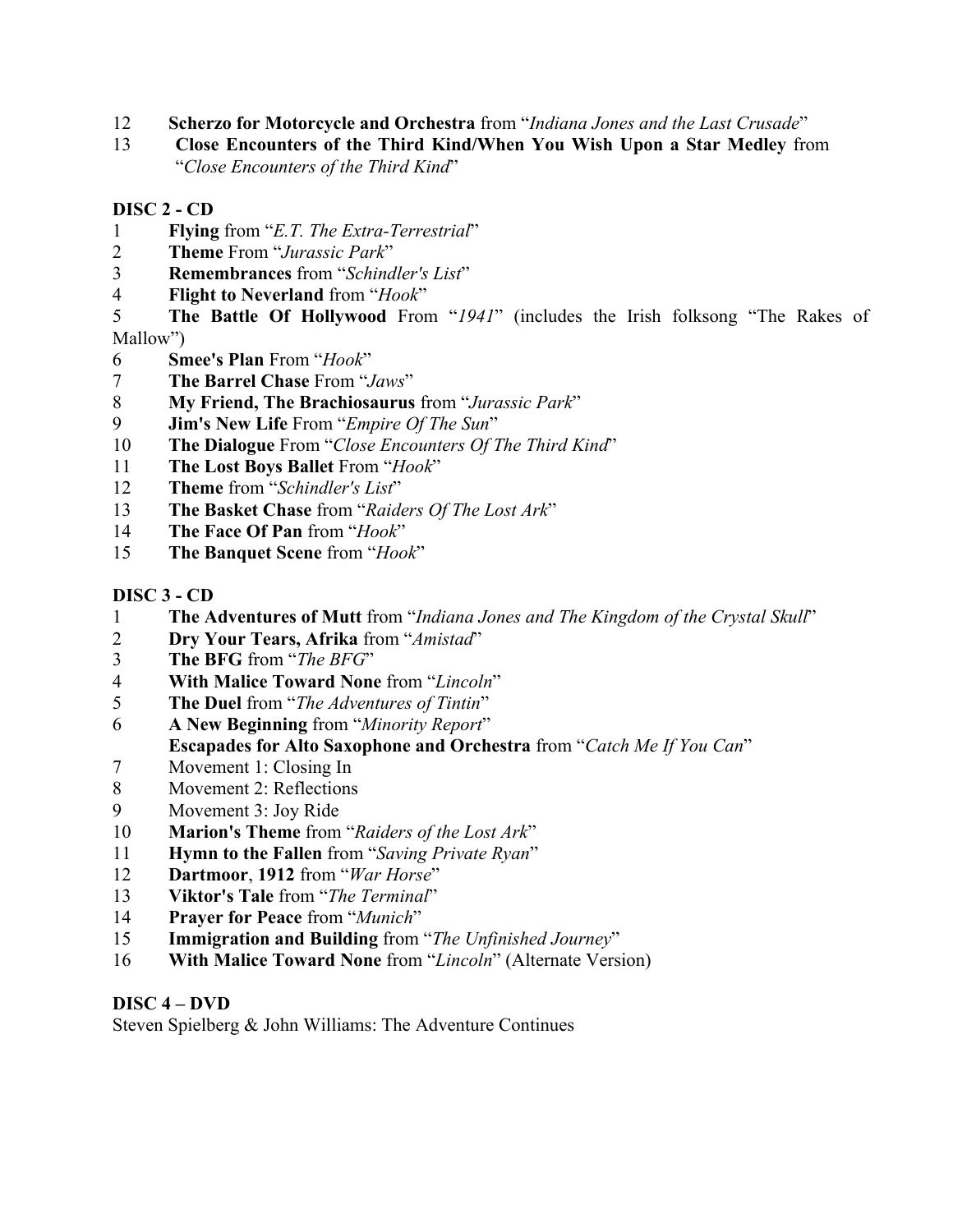12 **Scherzo for Motorcycle and Orchestra** from "*Indiana Jones and the Last Crusade*"
13 **Close Encounters of the Third Kind/When You Wish Upon a Star Medley** from "*Close Encounters of the Third Kind*"

**DISC 2 - CD**

1 **Flying** from "*E.T. The Extra-Terrestrial*"
2 **Theme** From "*Jurassic Park*"
3 **Remembrances** from "*Schindler's List*"
4 **Flight to Neverland** from "*Hook*"
5 **The Battle Of Hollywood** From "*1941*" (includes the Irish folksong "The Rakes of Mallow")
6 **Smee's Plan** From "*Hook*"
7 **The Barrel Chase** From "*Jaws*"
8 **My Friend, The Brachiosaurus** from "*Jurassic Park*"
9 **Jim's New Life** From "*Empire Of The Sun*"
10 **The Dialogue** From "*Close Encounters Of The Third Kind*"
11 **The Lost Boys Ballet** From "*Hook*"
12 **Theme** from "*Schindler's List*"
13 **The Basket Chase** from "*Raiders Of The Lost Ark*"
14 **The Face Of Pan** from "*Hook*"
15 **The Banquet Scene** from "*Hook*"

**DISC 3 - CD**

1 **The Adventures of Mutt** from "*Indiana Jones and The Kingdom of the Crystal Skull*"
2 **Dry Your Tears, Afrika** from "*Amistad*"
3 **The BFG** from "*The BFG*"
4 **With Malice Toward None** from "*Lincoln*"
5 **The Duel** from "*The Adventures of Tintin*"
6 **A New Beginning** from "*Minority Report*"
**Escapades for Alto Saxophone and Orchestra** from "*Catch Me If You Can*"
7 Movement 1: Closing In
8 Movement 2: Reflections
9 Movement 3: Joy Ride
10 **Marion's Theme** from "*Raiders of the Lost Ark*"
11 **Hymn to the Fallen** from "*Saving Private Ryan*"
12 **Dartmoor**, **1912** from "*War Horse*"
13 **Viktor's Tale** from "*The Terminal*"
14 **Prayer for Peace** from "*Munich*"
15 **Immigration and Building** from "*The Unfinished Journey*"
16 **With Malice Toward None** from "*Lincoln*" (Alternate Version)

**DISC 4 – DVD**

Steven Spielberg & John Williams: The Adventure Continues